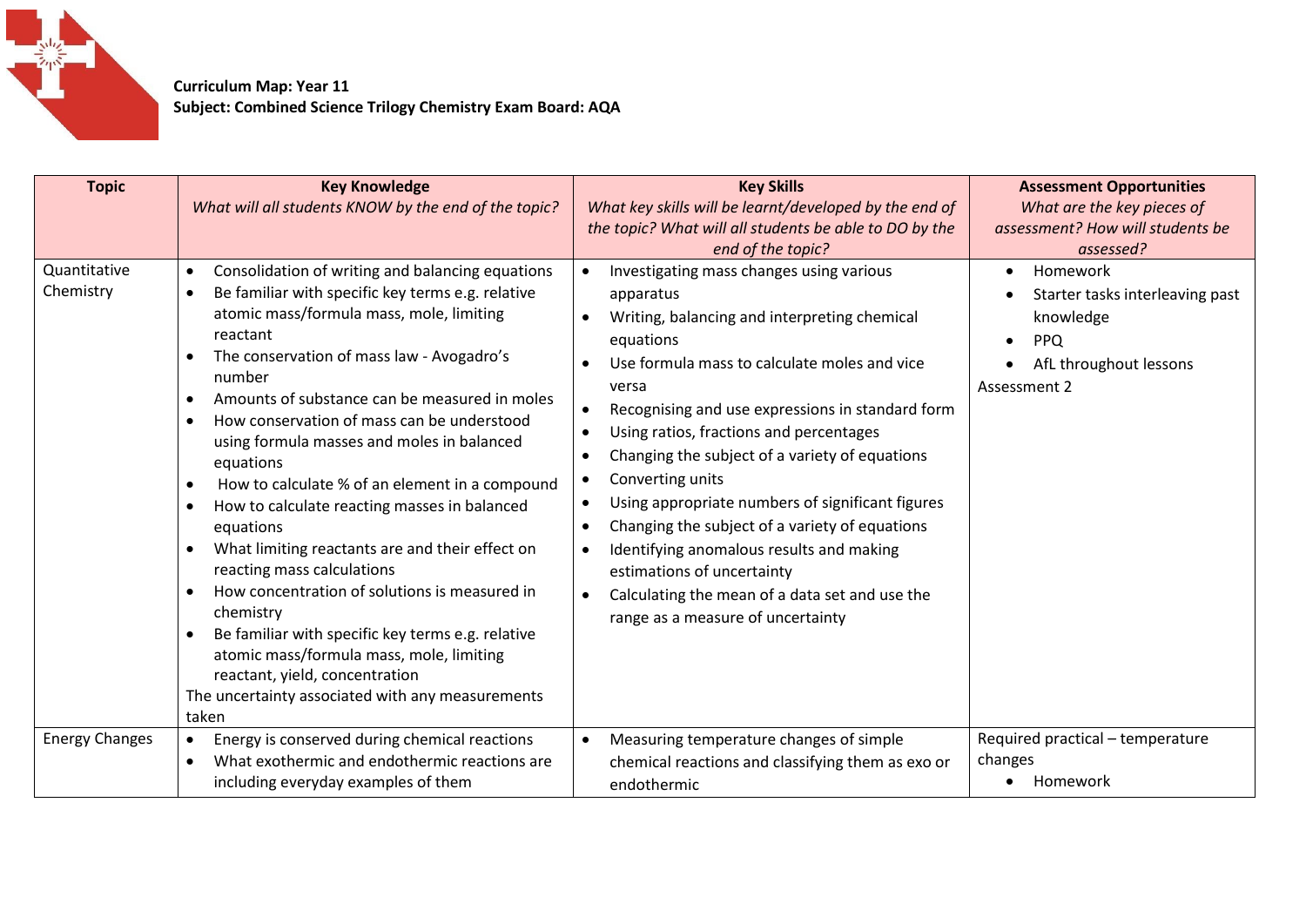**Curriculum Map: Year 11**
**Subject: Combined Science Trilogy Chemistry Exam Board: AQA**

| **Topic** | **Key Knowledge**<br>*What will all students KNOW by the end of the topic?* | **Key Skills**<br>*What key skills will be learnt/developed by the end of the topic? What will all students be able to DO by the end of the topic?* | **Assessment Opportunities**<br>*What are the key pieces of assessment? How will students be assessed?* |
|---|---|---|---|
| Quantitative Chemistry | • Consolidation of writing and balancing equations<br>• Be familiar with specific key terms e.g. relative atomic mass/formula mass, mole, limiting reactant<br>• The conservation of mass law - Avogadro's number<br>• Amounts of substance can be measured in moles<br>• How conservation of mass can be understood using formula masses and moles in balanced equations<br>• How to calculate % of an element in a compound<br>• How to calculate reacting masses in balanced equations<br>• What limiting reactants are and their effect on reacting mass calculations<br>• How concentration of solutions is measured in chemistry<br>• Be familiar with specific key terms e.g. relative atomic mass/formula mass, mole, limiting reactant, yield, concentration<br>The uncertainty associated with any measurements taken | • Investigating mass changes using various apparatus<br>• Writing, balancing and interpreting chemical equations<br>• Use formula mass to calculate moles and vice versa<br>• Recognising and use expressions in standard form<br>• Using ratios, fractions and percentages<br>• Changing the subject of a variety of equations<br>• Converting units<br>• Using appropriate numbers of significant figures<br>• Changing the subject of a variety of equations<br>• Identifying anomalous results and making estimations of uncertainty<br>• Calculating the mean of a data set and use the range as a measure of uncertainty | • Homework<br>• Starter tasks interleaving past knowledge<br>• PPQ<br>• AfL throughout lessons<br>Assessment 2 |
| Energy Changes | • Energy is conserved during chemical reactions<br>• What exothermic and endothermic reactions are including everyday examples of them | • Measuring temperature changes of simple chemical reactions and classifying them as exo or endothermic | Required practical – temperature changes<br>• Homework |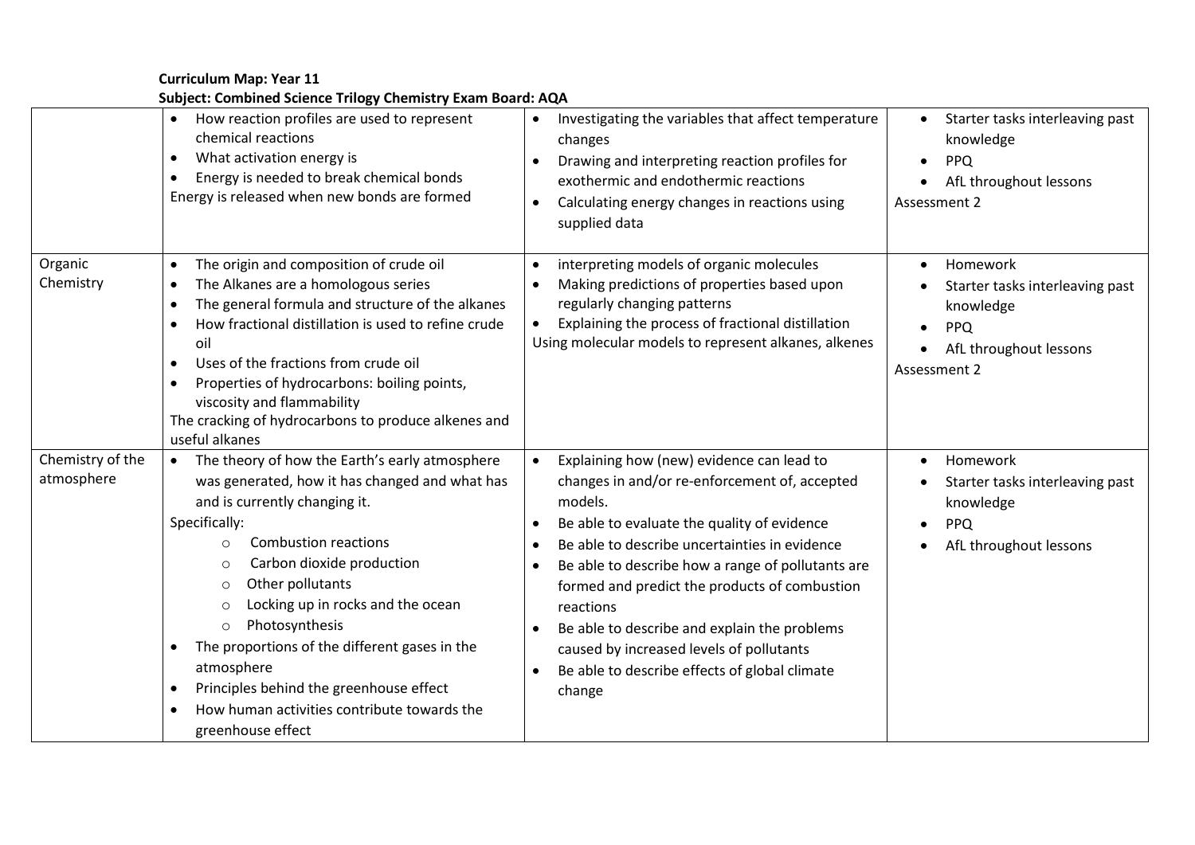**Curriculum Map: Year 11**
**Subject: Combined Science Trilogy Chemistry Exam Board: AQA**

| | | | |
|---|---|---|---|
| | • How reaction profiles are used to represent chemical reactions<br>• What activation energy is<br>• Energy is needed to break chemical bonds<br>Energy is released when new bonds are formed | • Investigating the variables that affect temperature changes<br>• Drawing and interpreting reaction profiles for exothermic and endothermic reactions<br>• Calculating energy changes in reactions using supplied data | • Starter tasks interleaving past knowledge<br>• PPQ<br>• AfL throughout lessons<br>Assessment 2 |
| Organic Chemistry | • The origin and composition of crude oil<br>• The Alkanes are a homologous series<br>• The general formula and structure of the alkanes<br>• How fractional distillation is used to refine crude oil<br>• Uses of the fractions from crude oil<br>• Properties of hydrocarbons: boiling points, viscosity and flammability<br>The cracking of hydrocarbons to produce alkenes and useful alkanes | • interpreting models of organic molecules<br>• Making predictions of properties based upon regularly changing patterns<br>• Explaining the process of fractional distillation<br>Using molecular models to represent alkanes, alkenes | • Homework<br>• Starter tasks interleaving past knowledge<br>• PPQ<br>• AfL throughout lessons<br>Assessment 2 |
| Chemistry of the atmosphere | • The theory of how the Earth's early atmosphere was generated, how it has changed and what has and is currently changing it.<br>Specifically:<br>○ Combustion reactions<br>○ Carbon dioxide production<br>○ Other pollutants<br>○ Locking up in rocks and the ocean<br>○ Photosynthesis<br>• The proportions of the different gases in the atmosphere<br>• Principles behind the greenhouse effect<br>• How human activities contribute towards the greenhouse effect | • Explaining how (new) evidence can lead to changes in and/or re-enforcement of, accepted models.<br>• Be able to evaluate the quality of evidence<br>• Be able to describe uncertainties in evidence<br>• Be able to describe how a range of pollutants are formed and predict the products of combustion reactions<br>• Be able to describe and explain the problems caused by increased levels of pollutants<br>• Be able to describe effects of global climate change | • Homework<br>• Starter tasks interleaving past knowledge<br>• PPQ<br>• AfL throughout lessons |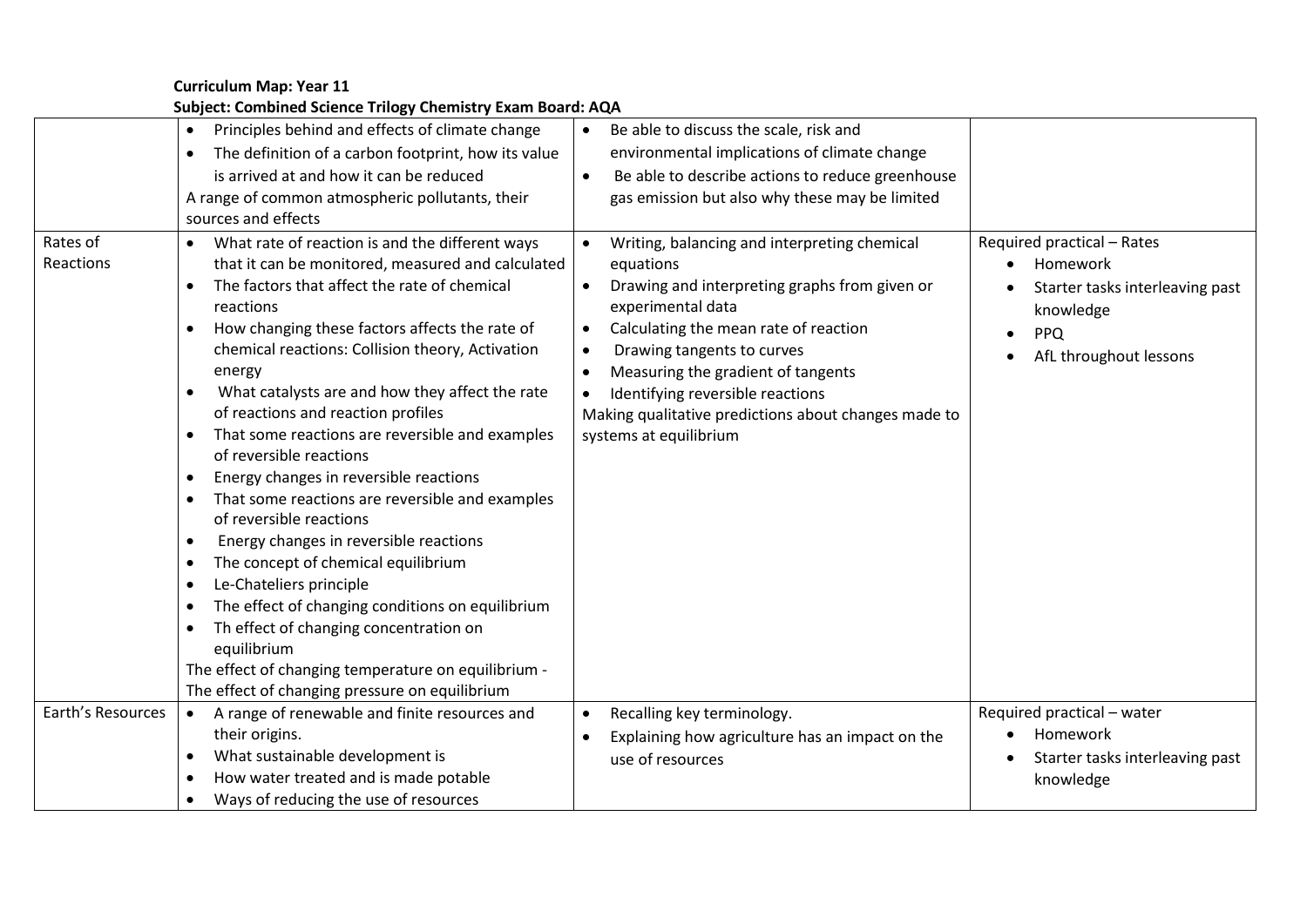**Curriculum Map: Year 11**
**Subject: Combined Science Trilogy Chemistry Exam Board: AQA**

| | | | |
|---|---|---|---|
| | • Principles behind and effects of climate change<br>• The definition of a carbon footprint, how its value is arrived at and how it can be reduced<br>A range of common atmospheric pollutants, their sources and effects | • Be able to discuss the scale, risk and environmental implications of climate change<br>• Be able to describe actions to reduce greenhouse gas emission but also why these may be limited | |
| Rates of Reactions | • What rate of reaction is and the different ways that it can be monitored, measured and calculated<br>• The factors that affect the rate of chemical reactions<br>• How changing these factors affects the rate of chemical reactions: Collision theory, Activation energy<br>• What catalysts are and how they affect the rate of reactions and reaction profiles<br>• That some reactions are reversible and examples of reversible reactions<br>• Energy changes in reversible reactions<br>• That some reactions are reversible and examples of reversible reactions<br>• Energy changes in reversible reactions<br>• The concept of chemical equilibrium<br>• Le-Chateliers principle<br>• The effect of changing conditions on equilibrium<br>• Th effect of changing concentration on equilibrium<br>The effect of changing temperature on equilibrium - The effect of changing pressure on equilibrium | • Writing, balancing and interpreting chemical equations<br>• Drawing and interpreting graphs from given or experimental data<br>• Calculating the mean rate of reaction<br>• Drawing tangents to curves<br>• Measuring the gradient of tangents<br>• Identifying reversible reactions<br>Making qualitative predictions about changes made to systems at equilibrium | Required practical – Rates<br>• Homework<br>• Starter tasks interleaving past knowledge<br>• PPQ<br>• AfL throughout lessons |
| Earth's Resources | • A range of renewable and finite resources and their origins.<br>• What sustainable development is<br>• How water treated and is made potable<br>• Ways of reducing the use of resources | • Recalling key terminology.<br>• Explaining how agriculture has an impact on the use of resources | Required practical – water<br>• Homework<br>• Starter tasks interleaving past knowledge |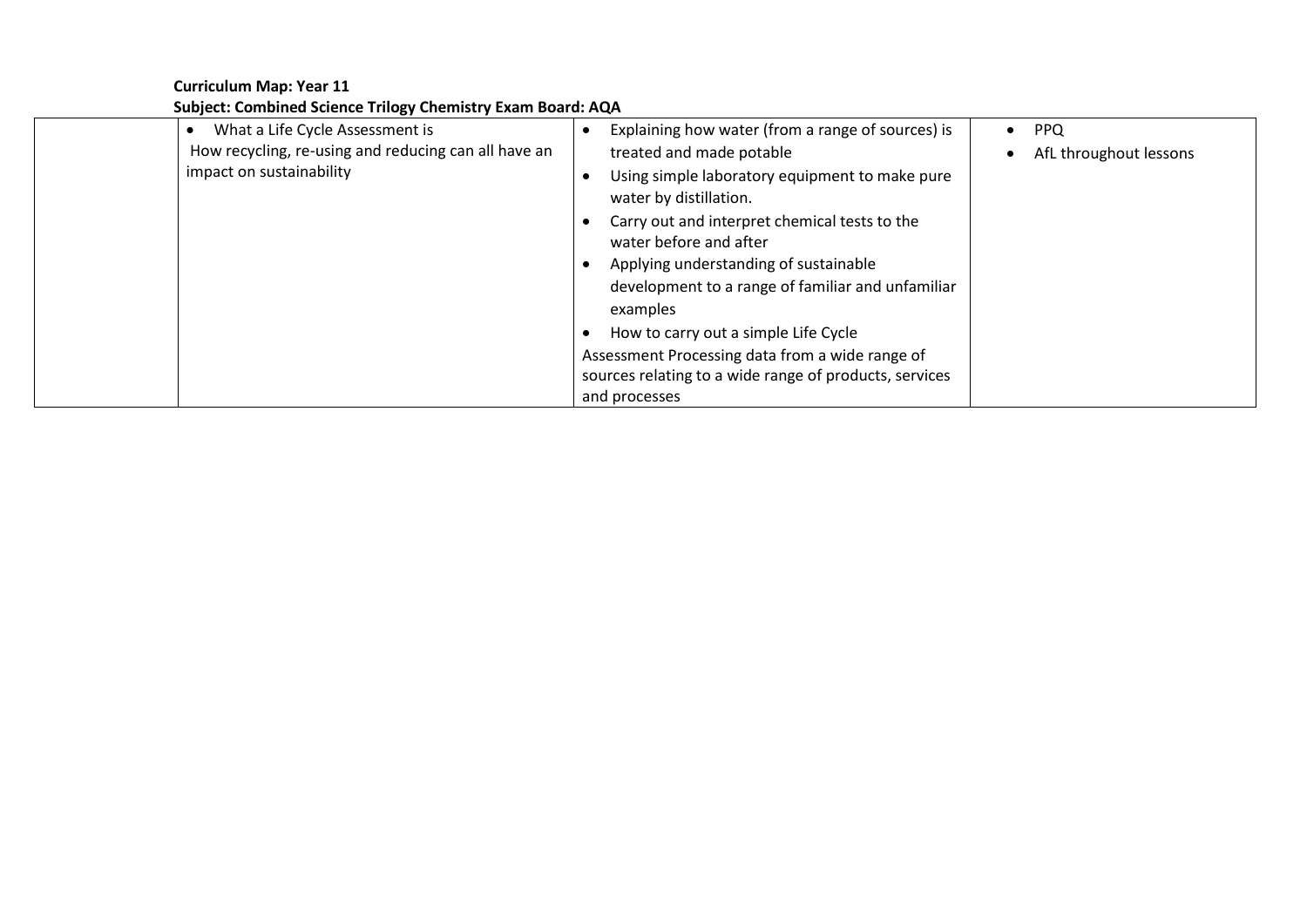**Curriculum Map: Year 11**

**Subject: Combined Science Trilogy Chemistry Exam Board: AQA**

| | | | |
|---|---|---|---|
| | • What a Life Cycle Assessment is<br>How recycling, re-using and reducing can all have an impact on sustainability | • Explaining how water (from a range of sources) is treated and made potable<br>• Using simple laboratory equipment to make pure water by distillation.<br>• Carry out and interpret chemical tests to the water before and after<br>• Applying understanding of sustainable development to a range of familiar and unfamiliar examples<br>• How to carry out a simple Life Cycle<br>Assessment Processing data from a wide range of sources relating to a wide range of products, services and processes | • PPQ<br>• AfL throughout lessons |